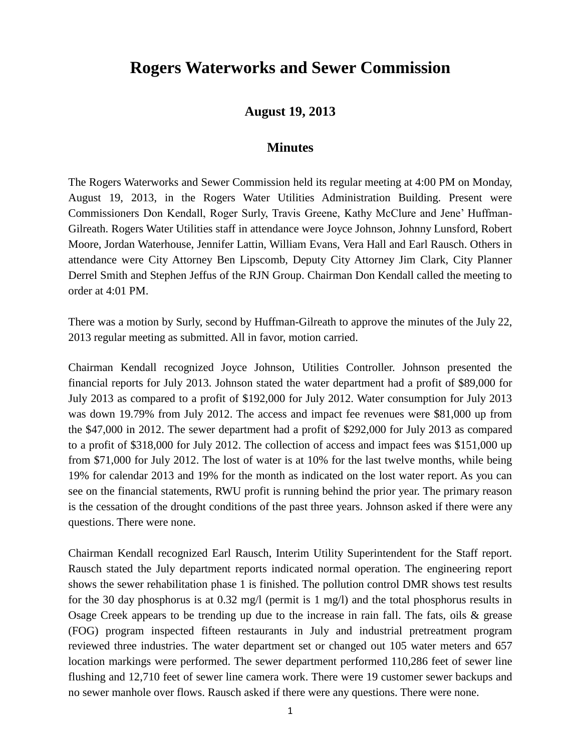# Rogers Waterworks and Sewer Commission

## August 19, 2013

## Minutes

The Rogers Waterworks and Sewer Commission held its regular meeting at 4:00 PM on Monday, August 19, 2013, in the Rogers Water Utilities Administration Building. Present were Commissioners Don Kendall, Roger Surly, Travis Greene, Kathy McClure and Jene' Huffman-Gilreath. Rogers Water Utilities staff in attendance were Joyce Johnson, Johnny Lunsford, Robert Moore, Jordan Waterhouse, Jennifer Lattin, William Evans, Vera Hall and Earl Rausch. Others in attendance were City Attorney Ben Lipscomb, Deputy City Attorney Jim Clark, City Planner Derrel Smith and Stephen Jeffus of the RJN Group. Chairman Don Kendall called the meeting to order at 4:01 PM.

There was a motion by Surly, second by Huffman-Gilreath to approve the minutes of the July 22, 2013 regular meeting as submitted. All in favor, motion carried.

Chairman Kendall recognized Joyce Johnson, Utilities Controller. Johnson presented the financial reports for July 2013. Johnson stated the water department had a profit of $89,000 for July 2013 as compared to a profit of $192,000 for July 2012. Water consumption for July 2013 was down 19.79% from July 2012. The access and impact fee revenues were $81,000 up from the $47,000 in 2012. The sewer department had a profit of $292,000 for July 2013 as compared to a profit of $318,000 for July 2012. The collection of access and impact fees was $151,000 up from $71,000 for July 2012. The lost of water is at 10% for the last twelve months, while being 19% for calendar 2013 and 19% for the month as indicated on the lost water report. As you can see on the financial statements, RWU profit is running behind the prior year. The primary reason is the cessation of the drought conditions of the past three years. Johnson asked if there were any questions. There were none.

Chairman Kendall recognized Earl Rausch, Interim Utility Superintendent for the Staff report. Rausch stated the July department reports indicated normal operation. The engineering report shows the sewer rehabilitation phase 1 is finished. The pollution control DMR shows test results for the 30 day phosphorus is at 0.32 mg/l (permit is 1 mg/l) and the total phosphorus results in Osage Creek appears to be trending up due to the increase in rain fall. The fats, oils & grease (FOG) program inspected fifteen restaurants in July and industrial pretreatment program reviewed three industries. The water department set or changed out 105 water meters and 657 location markings were performed. The sewer department performed 110,286 feet of sewer line flushing and 12,710 feet of sewer line camera work. There were 19 customer sewer backups and no sewer manhole over flows. Rausch asked if there were any questions. There were none.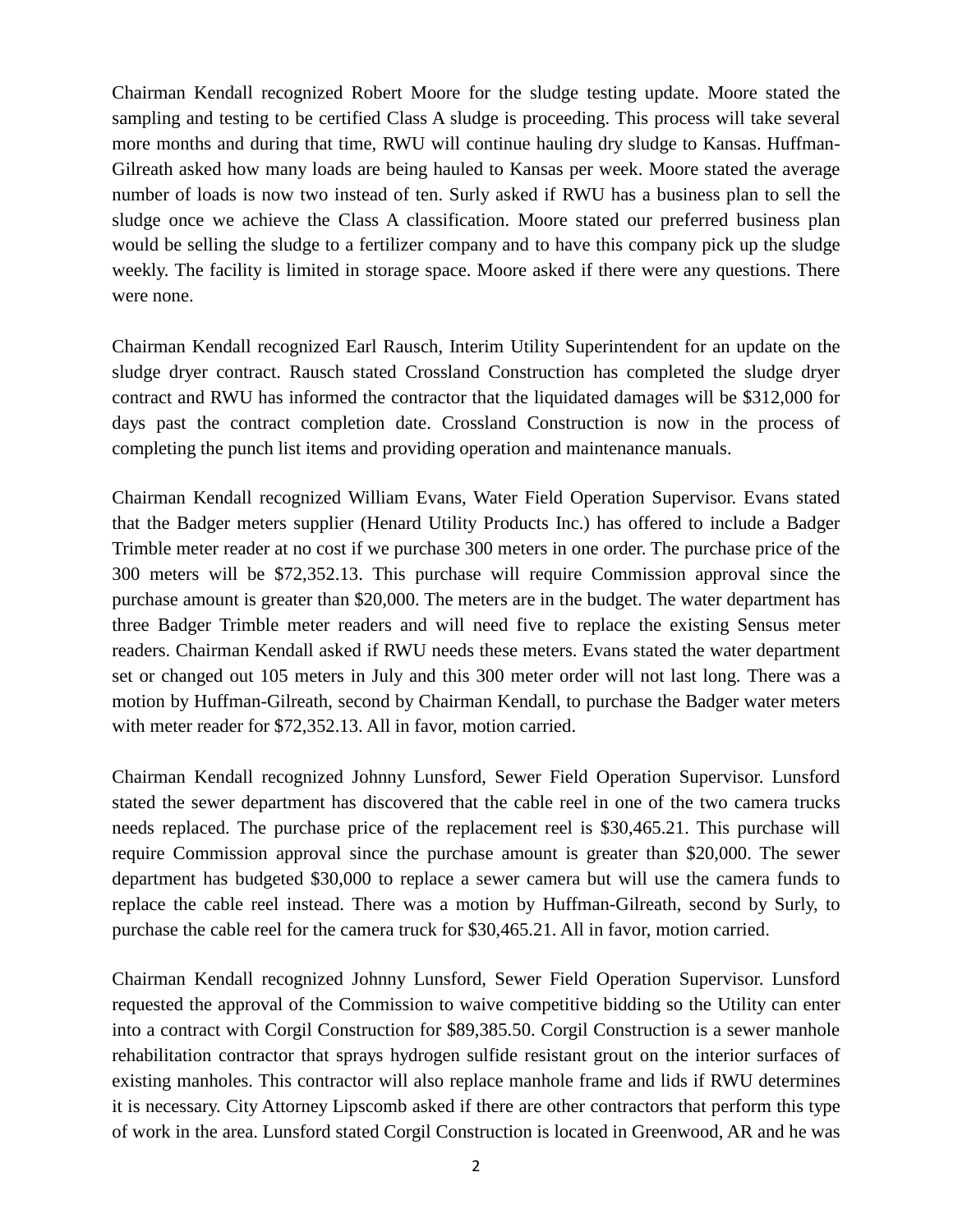Chairman Kendall recognized Robert Moore for the sludge testing update. Moore stated the sampling and testing to be certified Class A sludge is proceeding. This process will take several more months and during that time, RWU will continue hauling dry sludge to Kansas. Huffman-Gilreath asked how many loads are being hauled to Kansas per week. Moore stated the average number of loads is now two instead of ten. Surly asked if RWU has a business plan to sell the sludge once we achieve the Class A classification. Moore stated our preferred business plan would be selling the sludge to a fertilizer company and to have this company pick up the sludge weekly. The facility is limited in storage space. Moore asked if there were any questions. There were none.

Chairman Kendall recognized Earl Rausch, Interim Utility Superintendent for an update on the sludge dryer contract. Rausch stated Crossland Construction has completed the sludge dryer contract and RWU has informed the contractor that the liquidated damages will be $312,000 for days past the contract completion date. Crossland Construction is now in the process of completing the punch list items and providing operation and maintenance manuals.

Chairman Kendall recognized William Evans, Water Field Operation Supervisor. Evans stated that the Badger meters supplier (Henard Utility Products Inc.) has offered to include a Badger Trimble meter reader at no cost if we purchase 300 meters in one order. The purchase price of the 300 meters will be $72,352.13. This purchase will require Commission approval since the purchase amount is greater than $20,000. The meters are in the budget. The water department has three Badger Trimble meter readers and will need five to replace the existing Sensus meter readers. Chairman Kendall asked if RWU needs these meters. Evans stated the water department set or changed out 105 meters in July and this 300 meter order will not last long. There was a motion by Huffman-Gilreath, second by Chairman Kendall, to purchase the Badger water meters with meter reader for $72,352.13. All in favor, motion carried.

Chairman Kendall recognized Johnny Lunsford, Sewer Field Operation Supervisor. Lunsford stated the sewer department has discovered that the cable reel in one of the two camera trucks needs replaced. The purchase price of the replacement reel is $30,465.21. This purchase will require Commission approval since the purchase amount is greater than $20,000. The sewer department has budgeted $30,000 to replace a sewer camera but will use the camera funds to replace the cable reel instead. There was a motion by Huffman-Gilreath, second by Surly, to purchase the cable reel for the camera truck for $30,465.21. All in favor, motion carried.

Chairman Kendall recognized Johnny Lunsford, Sewer Field Operation Supervisor. Lunsford requested the approval of the Commission to waive competitive bidding so the Utility can enter into a contract with Corgil Construction for $89,385.50. Corgil Construction is a sewer manhole rehabilitation contractor that sprays hydrogen sulfide resistant grout on the interior surfaces of existing manholes. This contractor will also replace manhole frame and lids if RWU determines it is necessary. City Attorney Lipscomb asked if there are other contractors that perform this type of work in the area. Lunsford stated Corgil Construction is located in Greenwood, AR and he was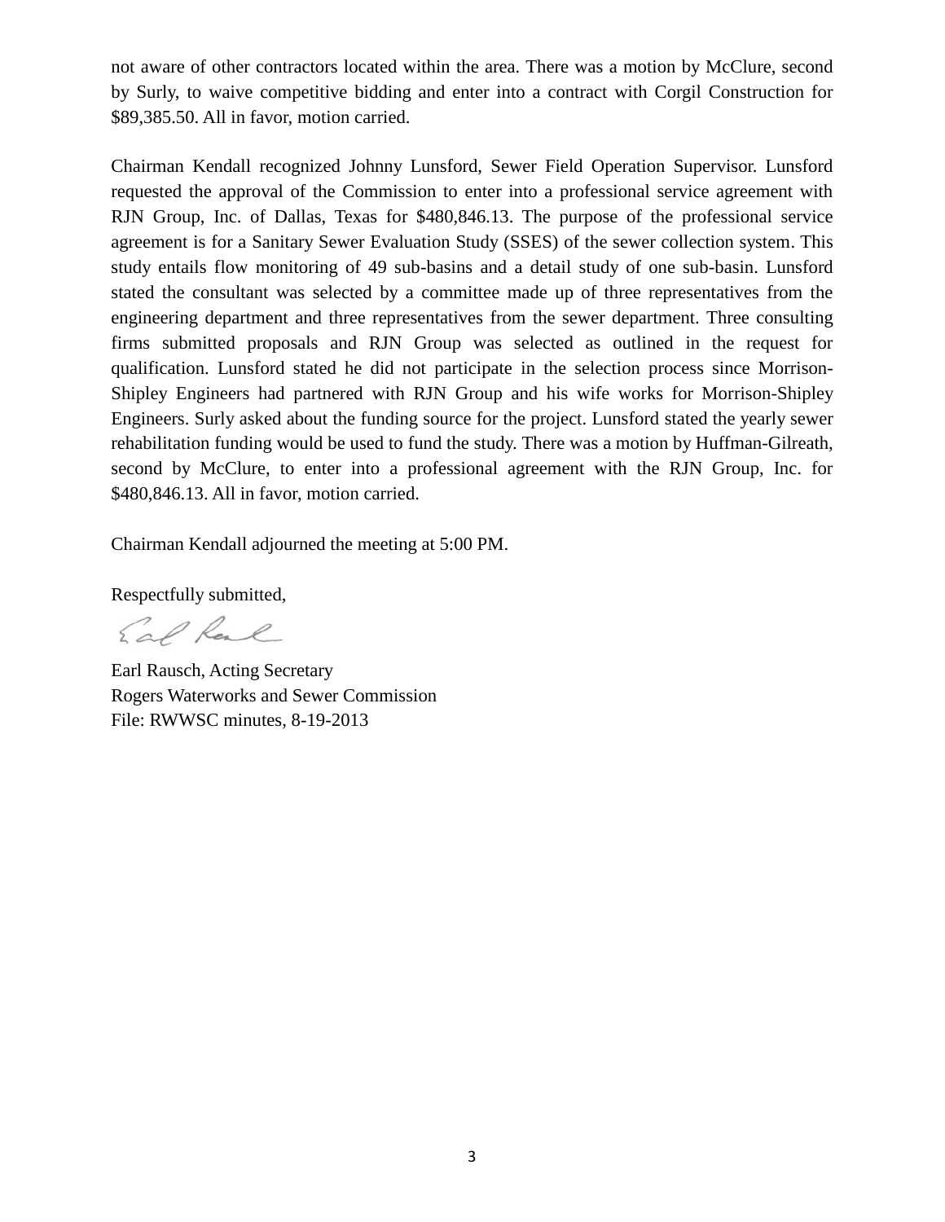not aware of other contractors located within the area. There was a motion by McClure, second by Surly, to waive competitive bidding and enter into a contract with Corgil Construction for $89,385.50. All in favor, motion carried.

Chairman Kendall recognized Johnny Lunsford, Sewer Field Operation Supervisor. Lunsford requested the approval of the Commission to enter into a professional service agreement with RJN Group, Inc. of Dallas, Texas for $480,846.13. The purpose of the professional service agreement is for a Sanitary Sewer Evaluation Study (SSES) of the sewer collection system. This study entails flow monitoring of 49 sub-basins and a detail study of one sub-basin. Lunsford stated the consultant was selected by a committee made up of three representatives from the engineering department and three representatives from the sewer department. Three consulting firms submitted proposals and RJN Group was selected as outlined in the request for qualification. Lunsford stated he did not participate in the selection process since Morrison-Shipley Engineers had partnered with RJN Group and his wife works for Morrison-Shipley Engineers. Surly asked about the funding source for the project. Lunsford stated the yearly sewer rehabilitation funding would be used to fund the study. There was a motion by Huffman-Gilreath, second by McClure, to enter into a professional agreement with the RJN Group, Inc. for $480,846.13. All in favor, motion carried.

Chairman Kendall adjourned the meeting at 5:00 PM.

Respectfully submitted,

Earl Rausch, Acting Secretary
Rogers Waterworks and Sewer Commission
File: RWWSC minutes, 8-19-2013